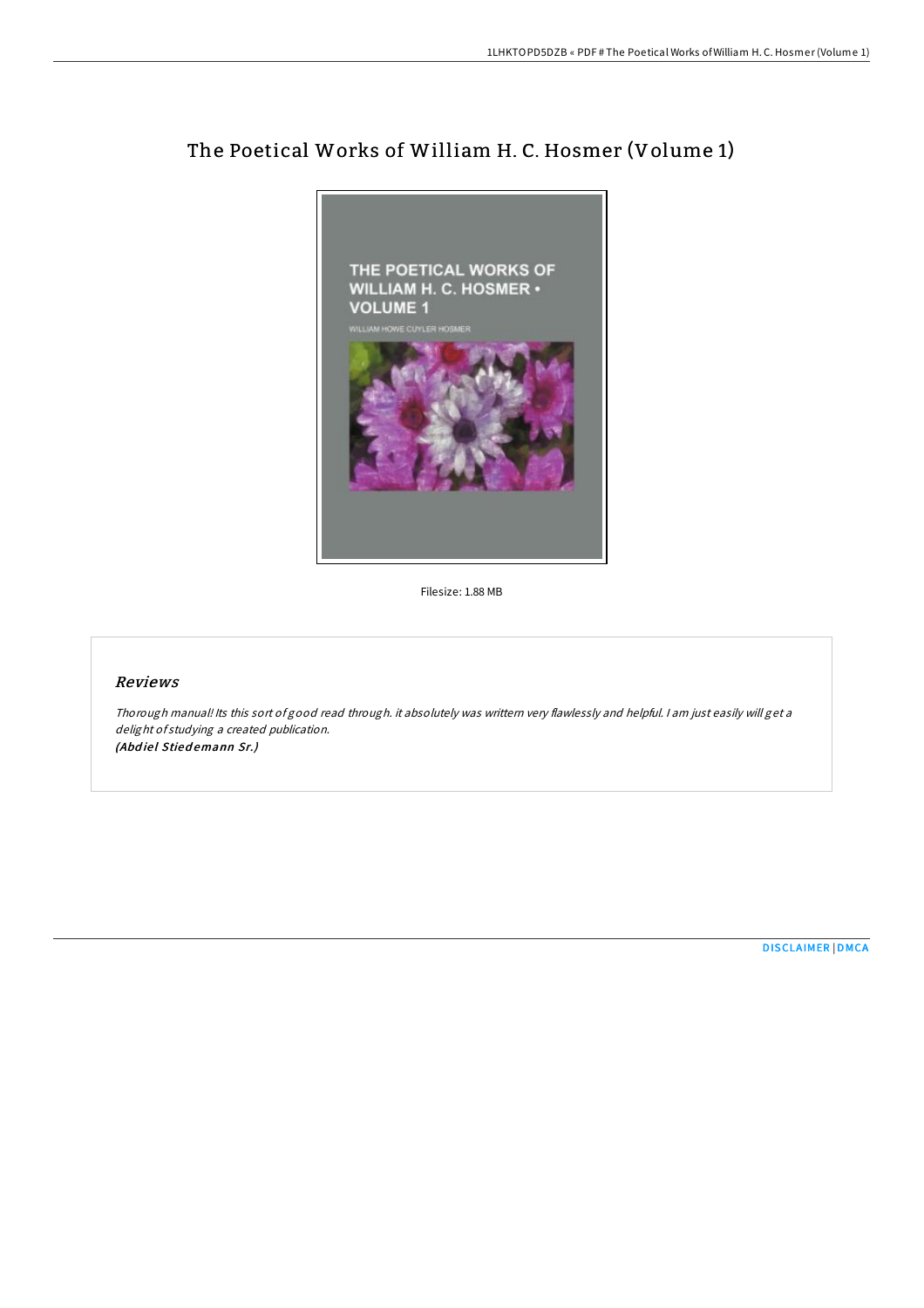# The Poetical Works of William H. C. Hosmer (Volume 1)

Filesize: 1.88 MB

## *Reviews*

*Thorough manual! Its this sort of good read through. it absolutely was writtern very flawlessly and helpful. I am just easily will get a delight of studying a created publication.*
***(Abdiel Stiedemann Sr.)***

DISCLAIMER | DMCA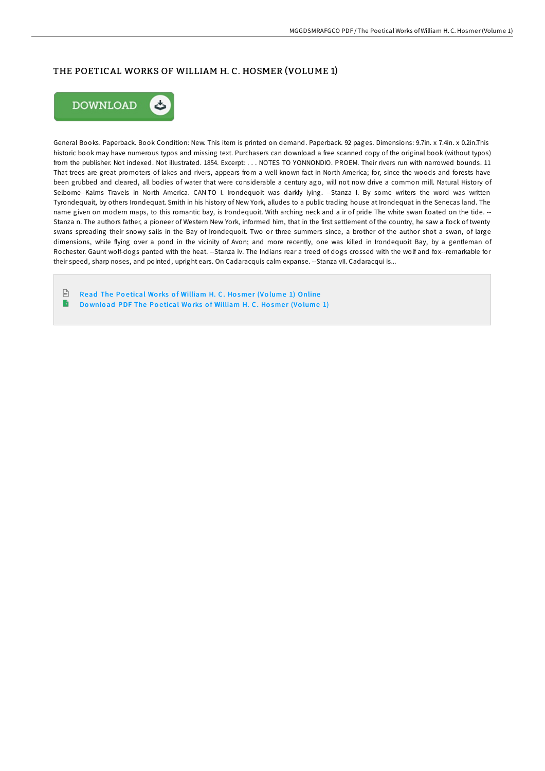# THE POETICAL WORKS OF WILLIAM H. C. HOSMER (VOLUME 1)

DOWNLOAD

General Books. Paperback. Book Condition: New. This item is printed on demand. Paperback. 92 pages. Dimensions: 9.7in. x 7.4in. x 0.2in.This historic book may have numerous typos and missing text. Purchasers can download a free scanned copy of the original book (without typos) from the publisher. Not indexed. Not illustrated. 1854. Excerpt: . . . NOTES TO YONNONDIO. PROEM. Their rivers run with narrowed bounds. 11 That trees are great promoters of lakes and rivers, appears from a well known fact in North America; for, since the woods and forests have been grubbed and cleared, all bodies of water that were considerable a century ago, will not now drive a common mill. Natural History of Selborne--Kalms Travels in North America. CAN-TO I. Irondequoit was darkly lying. --Stanza I. By some writers the word was written Tyrondequait, by others Irondequat. Smith in his history of New York, alludes to a public trading house at Irondequat in the Senecas land. The name given on modern maps, to this romantic bay, is Irondequoit. With arching neck and a ir of pride The white swan floated on the tide. --Stanza n. The authors father, a pioneer of Western New York, informed him, that in the first settlement of the country, he saw a flock of twenty swans spreading their snowy sails in the Bay of Irondequoit. Two or three summers since, a brother of the author shot a swan, of large dimensions, while flying over a pond in the vicinity of Avon; and more recently, one was killed in Irondequoit Bay, by a gentleman of Rochester. Gaunt wolf-dogs panted with the heat. --Stanza iv. The Indians rear a treed of dogs crossed with the wolf and fox--remarkable for their speed, sharp noses, and pointed, upright ears. On Cadaracquis calm expanse. --Stanza vII. Cadaracqui is...

- Read The Poetical Works of William H. C. Hosmer (Volume 1) Online
- Download PDF The Poetical Works of William H. C. Hosmer (Volume 1)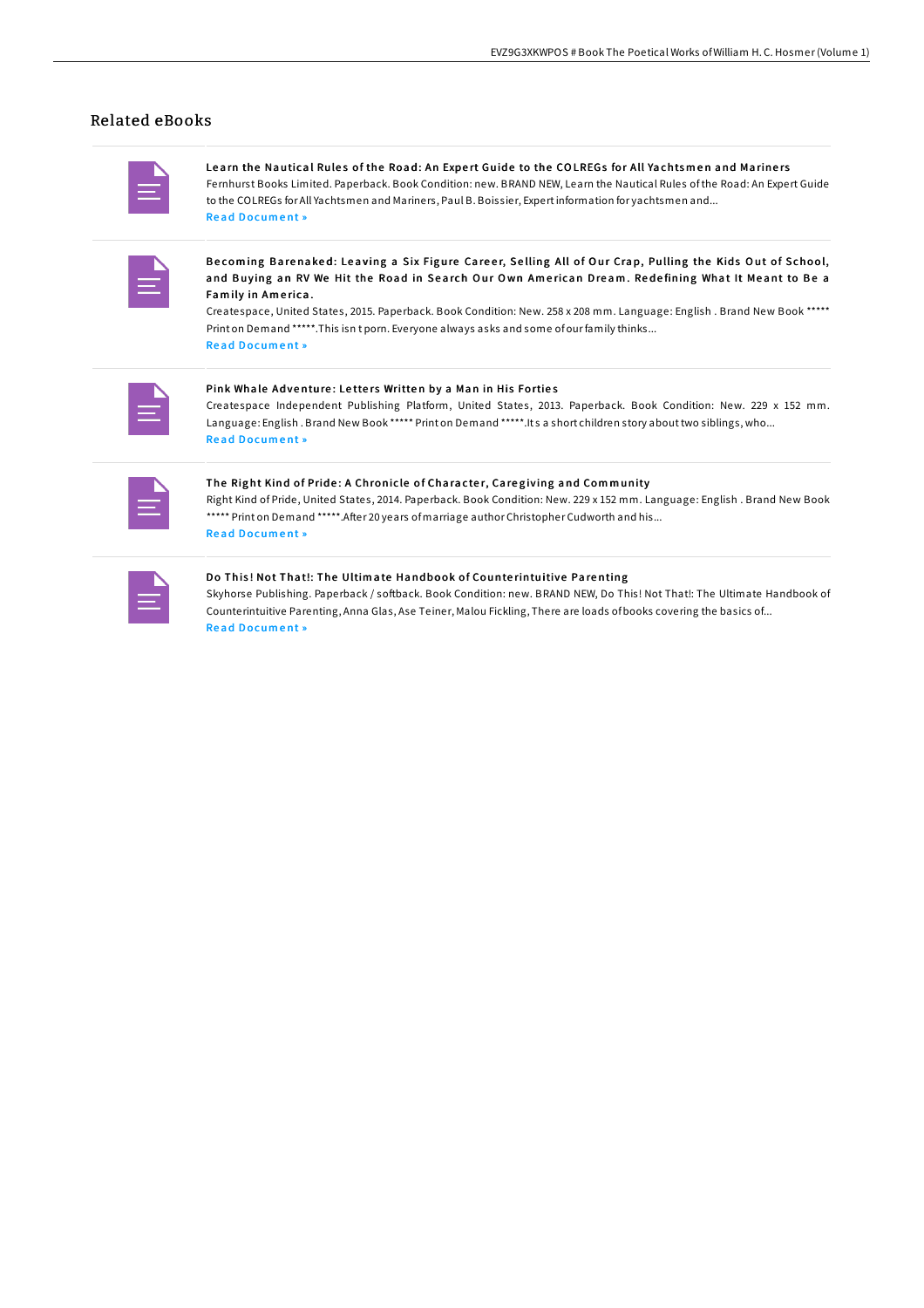## Related eBooks

**Learn the Nautical Rules of the Road: An Expert Guide to the COLREGs for All Yachtsmen and Mariners**

Fernhurst Books Limited. Paperback. Book Condition: new. BRAND NEW, Learn the Nautical Rules of the Road: An Expert Guide to the COLREGs for All Yachtsmen and Mariners, Paul B. Boissier, Expert information for yachtsmen and...

Read Document »

**Becoming Barenaked: Leaving a Six Figure Career, Selling All of Our Crap, Pulling the Kids Out of School, and Buying an RV We Hit the Road in Search Our Own American Dream. Redefining What It Meant to Be a Family in America.**

Createspace, United States, 2015. Paperback. Book Condition: New. 258 x 208 mm. Language: English . Brand New Book ***** Print on Demand *****.This isn t porn. Everyone always asks and some of our family thinks...

Read Document »

**Pink Whale Adventure: Letters Written by a Man in His Forties**

Createspace Independent Publishing Platform, United States, 2013. Paperback. Book Condition: New. 229 x 152 mm. Language: English . Brand New Book ***** Print on Demand *****.Its a short children story about two siblings, who...

Read Document »

**The Right Kind of Pride: A Chronicle of Character, Caregiving and Community**

Right Kind of Pride, United States, 2014. Paperback. Book Condition: New. 229 x 152 mm. Language: English . Brand New Book ***** Print on Demand *****.After 20 years of marriage author Christopher Cudworth and his...

Read Document »

**Do This! Not That!: The Ultimate Handbook of Counterintuitive Parenting**

Skyhorse Publishing. Paperback / softback. Book Condition: new. BRAND NEW, Do This! Not That!: The Ultimate Handbook of Counterintuitive Parenting, Anna Glas, Ase Teiner, Malou Fickling, There are loads of books covering the basics of...

Read Document »